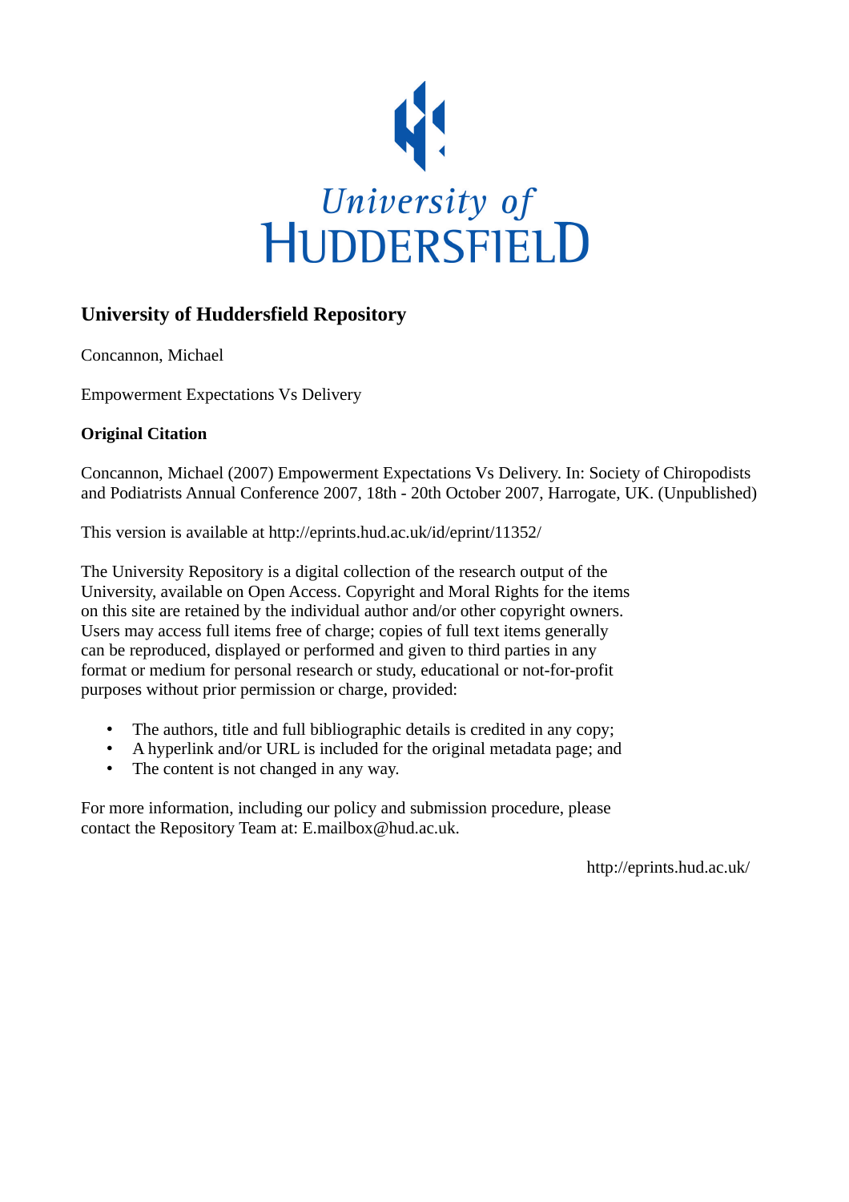University of
HUDDERSFIELD

## University of Huddersfield Repository

Concannon, Michael

Empowerment Expectations Vs Delivery

### Original Citation

Concannon, Michael (2007) Empowerment Expectations Vs Delivery. In: Society of Chiropodists and Podiatrists Annual Conference 2007, 18th - 20th October 2007, Harrogate, UK. (Unpublished)

This version is available at http://eprints.hud.ac.uk/id/eprint/11352/

The University Repository is a digital collection of the research output of the University, available on Open Access. Copyright and Moral Rights for the items on this site are retained by the individual author and/or other copyright owners. Users may access full items free of charge; copies of full text items generally can be reproduced, displayed or performed and given to third parties in any format or medium for personal research or study, educational or not-for-profit purposes without prior permission or charge, provided:

- The authors, title and full bibliographic details is credited in any copy;
- A hyperlink and/or URL is included for the original metadata page; and
- The content is not changed in any way.

For more information, including our policy and submission procedure, please contact the Repository Team at: E.mailbox@hud.ac.uk.

http://eprints.hud.ac.uk/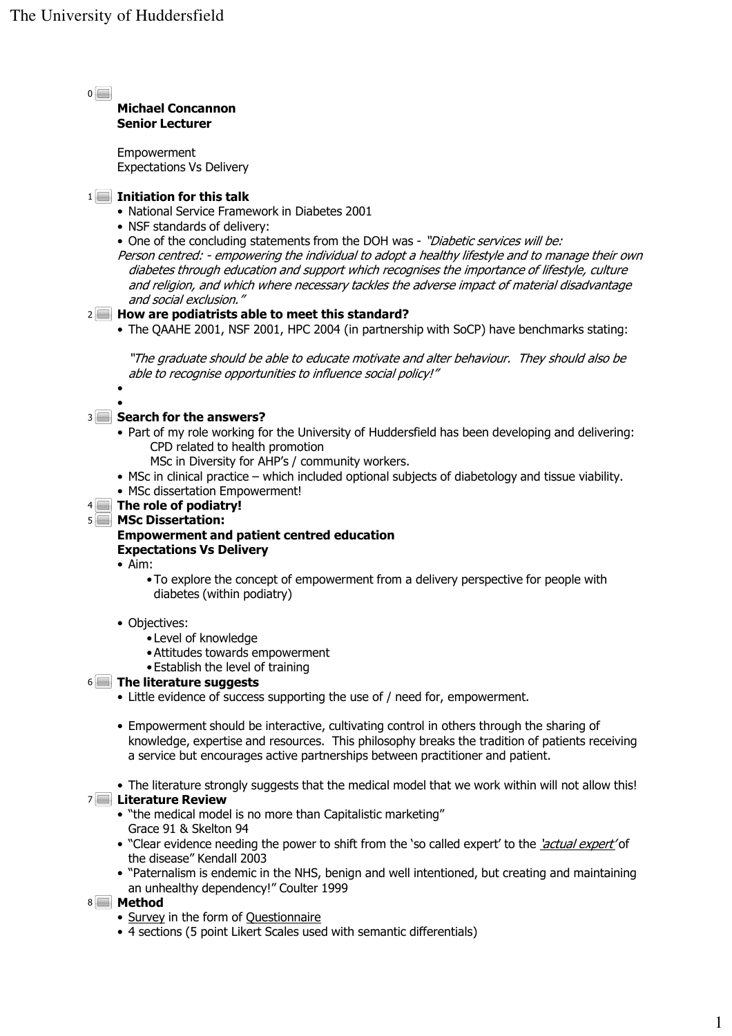0

**Michael Concannon**
**Senior Lecturer**

Empowerment
Expectations Vs Delivery

1 **Initiation for this talk**

- National Service Framework in Diabetes 2001
- NSF standards of delivery:
- One of the concluding statements from the DOH was - *"Diabetic services will be: Person centred: - empowering the individual to adopt a healthy lifestyle and to manage their own diabetes through education and support which recognises the importance of lifestyle, culture and religion, and which where necessary tackles the adverse impact of material disadvantage and social exclusion."*

2 **How are podiatrists able to meet this standard?**

- The QAAHE 2001, NSF 2001, HPC 2004 (in partnership with SoCP) have benchmarks stating:

  *"The graduate should be able to educate motivate and alter behaviour. They should also be able to recognise opportunities to influence social policy!"*

-
-

3 **Search for the answers?**

- Part of my role working for the University of Huddersfield has been developing and delivering:
  CPD related to health promotion
  MSc in Diversity for AHP's / community workers.
- MSc in clinical practice – which included optional subjects of diabetology and tissue viability.
- MSc dissertation Empowerment!

4 **The role of podiatry!**

5 **MSc Dissertation:**
**Empowerment and patient centred education**
**Expectations Vs Delivery**

- Aim:
  - To explore the concept of empowerment from a delivery perspective for people with diabetes (within podiatry)
- Objectives:
  - Level of knowledge
  - Attitudes towards empowerment
  - Establish the level of training

6 **The literature suggests**

- Little evidence of success supporting the use of / need for, empowerment.
- Empowerment should be interactive, cultivating control in others through the sharing of knowledge, expertise and resources. This philosophy breaks the tradition of patients receiving a service but encourages active partnerships between practitioner and patient.
- The literature strongly suggests that the medical model that we work within will not allow this!

7 **Literature Review**

- "the medical model is no more than Capitalistic marketing"
  Grace 91 & Skelton 94
- "Clear evidence needing the power to shift from the 'so called expert' to the *'actual expert'* of the disease" Kendall 2003
- "Paternalism is endemic in the NHS, benign and well intentioned, but creating and maintaining an unhealthy dependency!" Coulter 1999

8 **Method**

- Survey in the form of Questionnaire
- 4 sections (5 point Likert Scales used with semantic differentials)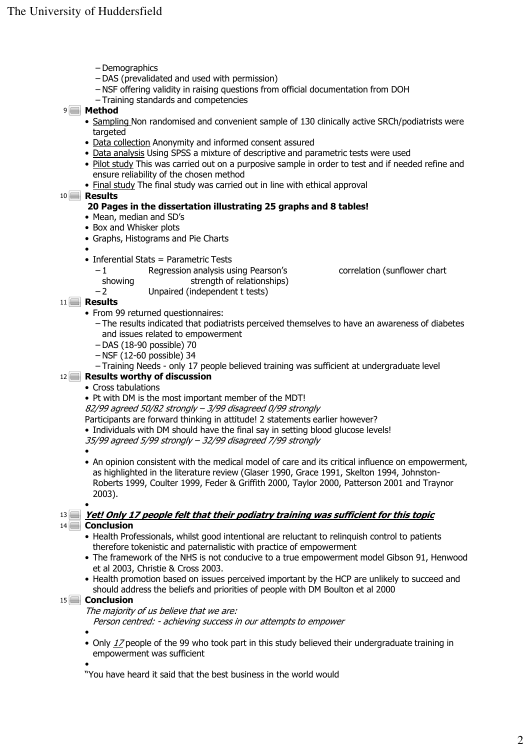- Demographics
- DAS (prevalidated and used with permission)
- NSF offering validity in raising questions from official documentation from DOH
- Training standards and competencies

9 **Method**

- Sampling Non randomised and convenient sample of 130 clinically active SRCh/podiatrists were targeted
- Data collection Anonymity and informed consent assured
- Data analysis Using SPSS a mixture of descriptive and parametric tests were used
- Pilot study This was carried out on a purposive sample in order to test and if needed refine and ensure reliability of the chosen method
- Final study The final study was carried out in line with ethical approval

10 **Results**

**20 Pages in the dissertation illustrating 25 graphs and 8 tables!**

- Mean, median and SD's
- Box and Whisker plots
- Graphs, Histograms and Pie Charts
- 
- Inferential Stats = Parametric Tests
  - 1 Regression analysis using Pearson's correlation (sunflower chart showing strength of relationships)
  - 2 Unpaired (independent t tests)

11 **Results**

- From 99 returned questionnaires:
  - The results indicated that podiatrists perceived themselves to have an awareness of diabetes and issues related to empowerment
  - DAS (18-90 possible) 70
  - NSF (12-60 possible) 34
  - Training Needs - only 17 people believed training was sufficient at undergraduate level

12 **Results worthy of discussion**

- Cross tabulations
- Pt with DM is the most important member of the MDT!

*82/99 agreed 50/82 strongly – 3/99 disagreed 0/99 strongly*

Participants are forward thinking in attitude! 2 statements earlier however?

- Individuals with DM should have the final say in setting blood glucose levels!

*35/99 agreed 5/99 strongly – 32/99 disagreed 7/99 strongly*

- 
- An opinion consistent with the medical model of care and its critical influence on empowerment, as highlighted in the literature review (Glaser 1990, Grace 1991, Skelton 1994, Johnston-Roberts 1999, Coulter 1999, Feder & Griffith 2000, Taylor 2000, Patterson 2001 and Traynor 2003).
- 

13 ***<u>Yet! Only 17 people felt that their podiatry training was sufficient for this topic</u>***

14 **Conclusion**

- Health Professionals, whilst good intentional are reluctant to relinquish control to patients therefore tokenistic and paternalistic with practice of empowerment
- The framework of the NHS is not conducive to a true empowerment model Gibson 91, Henwood et al 2003, Christie & Cross 2003.
- Health promotion based on issues perceived important by the HCP are unlikely to succeed and should address the beliefs and priorities of people with DM Boulton et al 2000

15 **Conclusion**

*The majority of us believe that we are:*

*Person centred: - achieving success in our attempts to empower*

- 
- Only *<u>17</u>* people of the 99 who took part in this study believed their undergraduate training in empowerment was sufficient
- 

"You have heard it said that the best business in the world would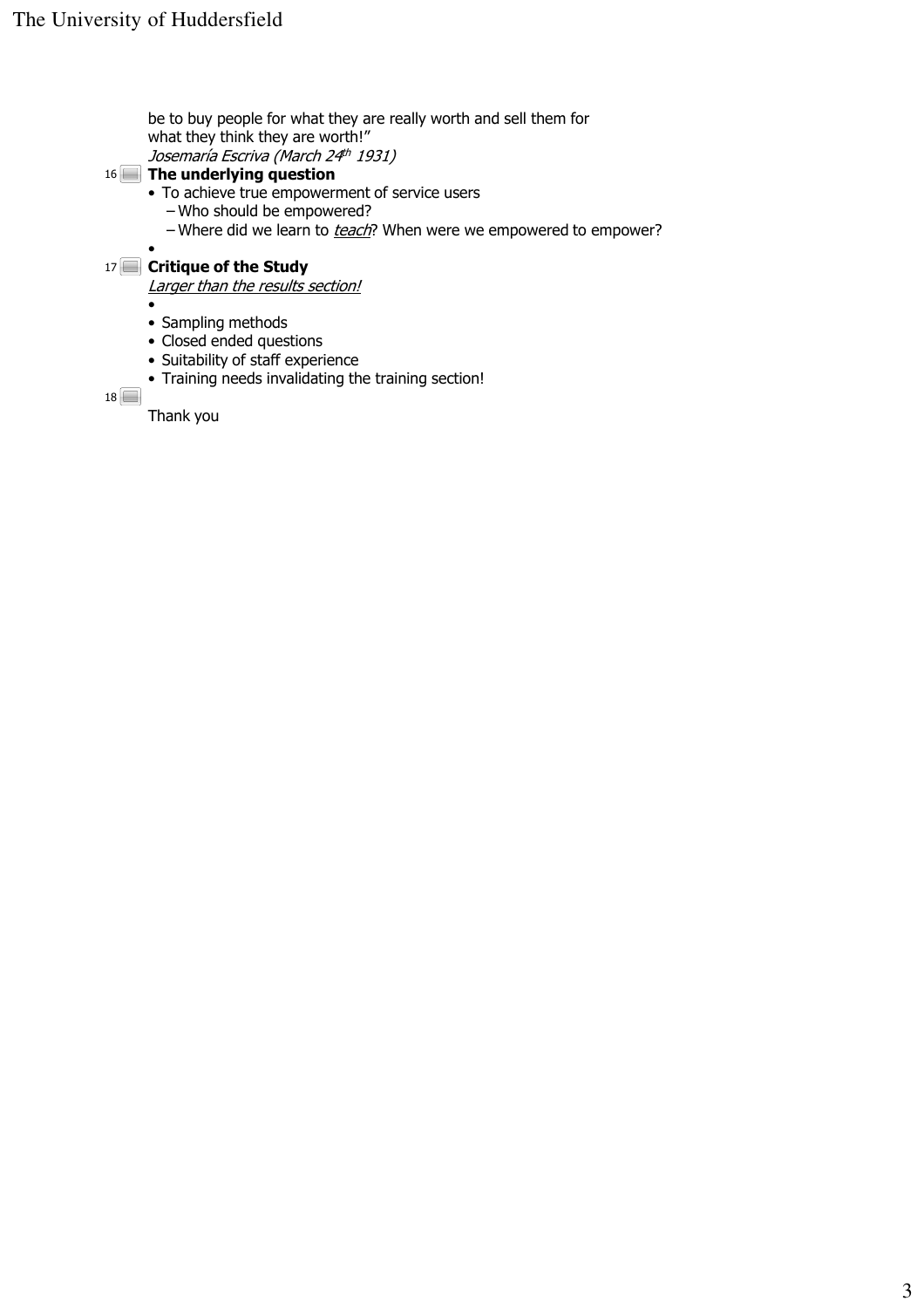be to buy people for what they are really worth and sell them for what they think they are worth!"

*Josemaría Escriva (March 24th 1931)*

16 **The underlying question**

- To achieve true empowerment of service users
  - Who should be empowered?
  - Where did we learn to *teach*? When were we empowered to empower?
-

17 **Critique of the Study**

*Larger than the results section!*

-
- Sampling methods
- Closed ended questions
- Suitability of staff experience
- Training needs invalidating the training section!

18

Thank you